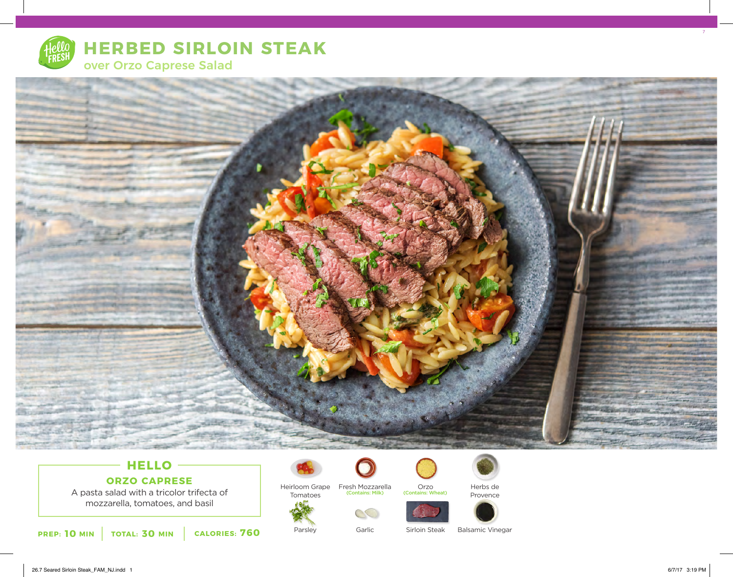# HERBED SIRLOIN STEAK

## over Orzo Caprese Salad

### HELLO

**ORZO CAPRESE**

A pasta salad with a tricolor trifecta of mozzarella, tomatoes, and basil

**PREP: 10 MIN** | **TOTAL: 30 MIN** | **CALORIES: 760**

- Heirloom Grape Tomatoes
- Fresh Mozzarella (Contains: Milk)
- Orzo (Contains: Wheat)
- Herbs de Provence
- Parsley
- Garlic
- Sirloin Steak
- Balsamic Vinegar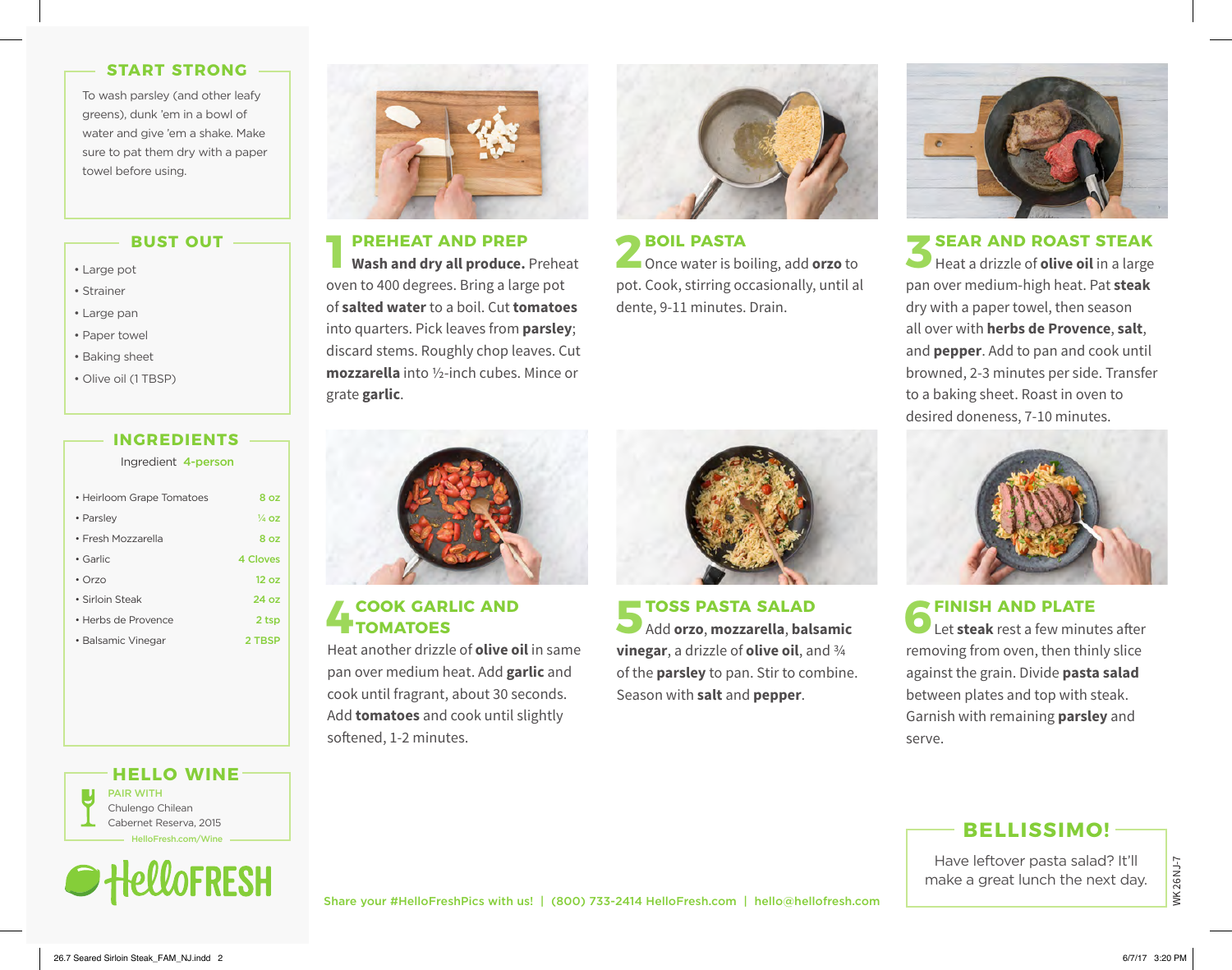## START STRONG

To wash parsley (and other leafy greens), dunk 'em in a bowl of water and give 'em a shake. Make sure to pat them dry with a paper towel before using.

## BUST OUT

- Large pot
- Strainer
- Large pan
- Paper towel
- Baking sheet
- Olive oil (1 TBSP)

## INGREDIENTS

| Ingredient | 4-person |
| --- | --- |
| • Heirloom Grape Tomatoes | 8 oz |
| • Parsley | ¼ oz |
| • Fresh Mozzarella | 8 oz |
| • Garlic | 4 Cloves |
| • Orzo | 12 oz |
| • Sirloin Steak | 24 oz |
| • Herbs de Provence | 2 tsp |
| • Balsamic Vinegar | 2 TBSP |

## HELLO WINE

PAIR WITH
Chulengo Chilean Cabernet Reserva, 2015
HelloFresh.com/Wine

HelloFRESH

### 1 PREHEAT AND PREP

**Wash and dry all produce.** Preheat oven to 400 degrees. Bring a large pot of **salted water** to a boil. Cut **tomatoes** into quarters. Pick leaves from **parsley**; discard stems. Roughly chop leaves. Cut **mozzarella** into ½-inch cubes. Mince or grate **garlic**.

### 2 BOIL PASTA

Once water is boiling, add **orzo** to pot. Cook, stirring occasionally, until al dente, 9-11 minutes. Drain.

### 3 SEAR AND ROAST STEAK

Heat a drizzle of **olive oil** in a large pan over medium-high heat. Pat **steak** dry with a paper towel, then season all over with **herbs de Provence**, **salt**, and **pepper**. Add to pan and cook until browned, 2-3 minutes per side. Transfer to a baking sheet. Roast in oven to desired doneness, 7-10 minutes.

### 4 COOK GARLIC AND TOMATOES

Heat another drizzle of **olive oil** in same pan over medium heat. Add **garlic** and cook until fragrant, about 30 seconds. Add **tomatoes** and cook until slightly softened, 1-2 minutes.

### 5 TOSS PASTA SALAD

Add **orzo**, **mozzarella**, **balsamic vinegar**, a drizzle of **olive oil**, and ¾ of the **parsley** to pan. Stir to combine. Season with **salt** and **pepper**.

### 6 FINISH AND PLATE

Let **steak** rest a few minutes after removing from oven, then thinly slice against the grain. Divide **pasta salad** between plates and top with steak. Garnish with remaining **parsley** and serve.

## BELLISSIMO!

Have leftover pasta salad? It'll make a great lunch the next day.

Share your #HelloFreshPics with us! | (800) 733-2414 HelloFresh.com | hello@hellofresh.com

WK26NJ-7